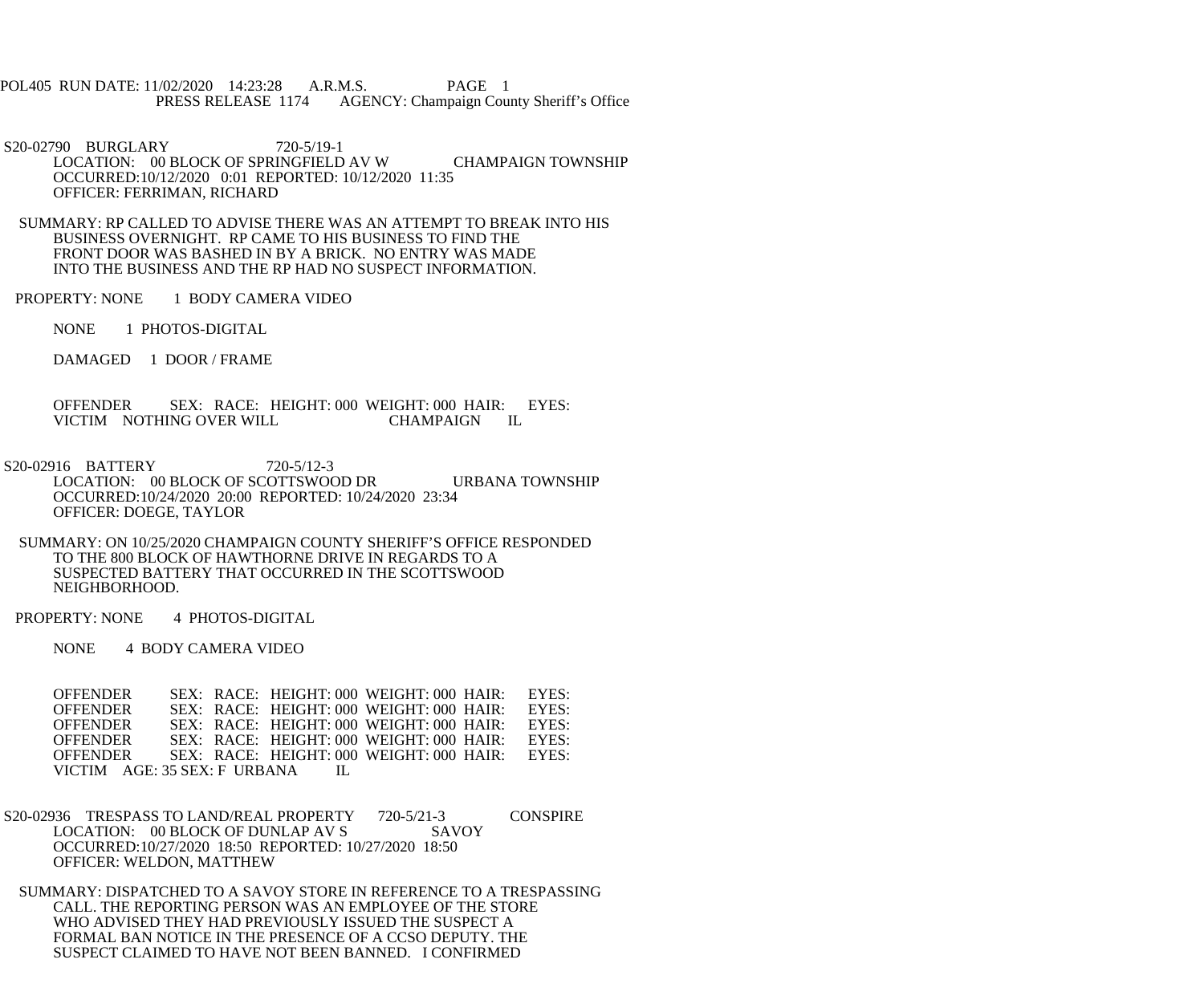POL405 RUN DATE: 11/02/2020 14:23:28 A.R.M.S. PAGE 1
PRESS RELEASE 1174 AGENCY: Champaign County Sheriff's Office

S20-02790 BURGLARY 720-5/19-1
LOCATION: 00 BLOCK OF SPRINGFIELD AV W CHAMPAIGN TOWNSHIP
OCCURRED:10/12/2020 0:01 REPORTED: 10/12/2020 11:35
OFFICER: FERRIMAN, RICHARD

SUMMARY: RP CALLED TO ADVISE THERE WAS AN ATTEMPT TO BREAK INTO HIS BUSINESS OVERNIGHT. RP CAME TO HIS BUSINESS TO FIND THE FRONT DOOR WAS BASHED IN BY A BRICK. NO ENTRY WAS MADE INTO THE BUSINESS AND THE RP HAD NO SUSPECT INFORMATION.

PROPERTY: NONE 1 BODY CAMERA VIDEO

NONE 1 PHOTOS-DIGITAL

DAMAGED 1 DOOR / FRAME

OFFENDER SEX: RACE: HEIGHT: 000 WEIGHT: 000 HAIR: EYES:
VICTIM NOTHING OVER WILL CHAMPAIGN IL

S20-02916 BATTERY 720-5/12-3
LOCATION: 00 BLOCK OF SCOTTSWOOD DR URBANA TOWNSHIP
OCCURRED:10/24/2020 20:00 REPORTED: 10/24/2020 23:34
OFFICER: DOEGE, TAYLOR

SUMMARY: ON 10/25/2020 CHAMPAIGN COUNTY SHERIFF'S OFFICE RESPONDED TO THE 800 BLOCK OF HAWTHORNE DRIVE IN REGARDS TO A SUSPECTED BATTERY THAT OCCURRED IN THE SCOTTSWOOD NEIGHBORHOOD.

PROPERTY: NONE 4 PHOTOS-DIGITAL

NONE 4 BODY CAMERA VIDEO

OFFENDER SEX: RACE: HEIGHT: 000 WEIGHT: 000 HAIR: EYES:
OFFENDER SEX: RACE: HEIGHT: 000 WEIGHT: 000 HAIR: EYES:
OFFENDER SEX: RACE: HEIGHT: 000 WEIGHT: 000 HAIR: EYES:
OFFENDER SEX: RACE: HEIGHT: 000 WEIGHT: 000 HAIR: EYES:
OFFENDER SEX: RACE: HEIGHT: 000 WEIGHT: 000 HAIR: EYES:
VICTIM AGE: 35 SEX: F URBANA IL

S20-02936 TRESPASS TO LAND/REAL PROPERTY 720-5/21-3 CONSPIRE
LOCATION: 00 BLOCK OF DUNLAP AV S SAVOY
OCCURRED:10/27/2020 18:50 REPORTED: 10/27/2020 18:50
OFFICER: WELDON, MATTHEW

SUMMARY: DISPATCHED TO A SAVOY STORE IN REFERENCE TO A TRESPASSING CALL. THE REPORTING PERSON WAS AN EMPLOYEE OF THE STORE WHO ADVISED THEY HAD PREVIOUSLY ISSUED THE SUSPECT A FORMAL BAN NOTICE IN THE PRESENCE OF A CCSO DEPUTY. THE SUSPECT CLAIMED TO HAVE NOT BEEN BANNED. I CONFIRMED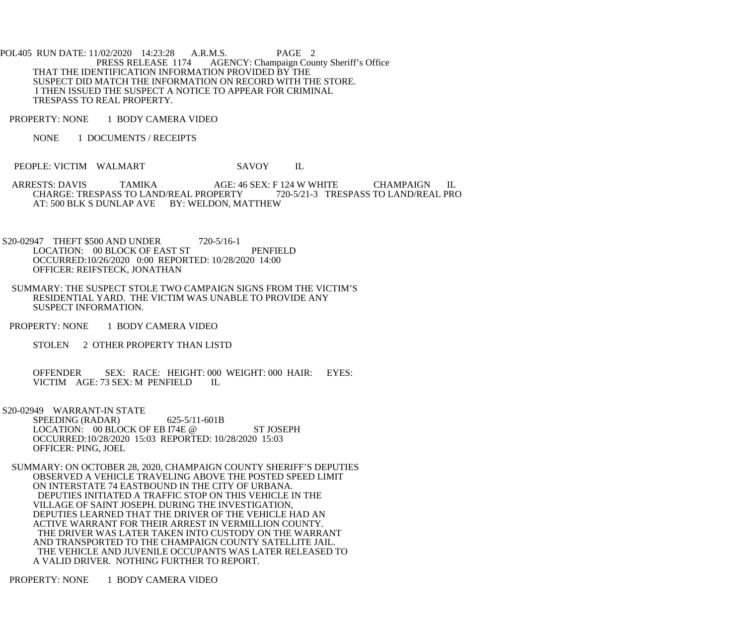THAT THE IDENTIFICATION INFORMATION PROVIDED BY THE SUSPECT DID MATCH THE INFORMATION ON RECORD WITH THE STORE. I THEN ISSUED THE SUSPECT A NOTICE TO APPEAR FOR CRIMINAL TRESPASS TO REAL PROPERTY.

PROPERTY: NONE 1 BODY CAMERA VIDEO

NONE 1 DOCUMENTS / RECEIPTS

PEOPLE: VICTIM WALMART SAVOY IL

ARRESTS: DAVIS TAMIKA AGE: 46 SEX: F 124 W WHITE CHAMPAIGN IL
CHARGE: TRESPASS TO LAND/REAL PROPERTY 720-5/21-3 TRESPASS TO LAND/REAL PRO
AT: 500 BLK S DUNLAP AVE BY: WELDON, MATTHEW

S20-02947 THEFT $500 AND UNDER 720-5/16-1
LOCATION: 00 BLOCK OF EAST ST PENFIELD
OCCURRED:10/26/2020 0:00 REPORTED: 10/28/2020 14:00
OFFICER: REIFSTECK, JONATHAN

SUMMARY: THE SUSPECT STOLE TWO CAMPAIGN SIGNS FROM THE VICTIM'S RESIDENTIAL YARD. THE VICTIM WAS UNABLE TO PROVIDE ANY SUSPECT INFORMATION.

PROPERTY: NONE 1 BODY CAMERA VIDEO

STOLEN 2 OTHER PROPERTY THAN LISTD

OFFENDER SEX: RACE: HEIGHT: 000 WEIGHT: 000 HAIR: EYES:
VICTIM AGE: 73 SEX: M PENFIELD IL

S20-02949 WARRANT-IN STATE
SPEEDING (RADAR) 625-5/11-601B
LOCATION: 00 BLOCK OF EB I74E @ ST JOSEPH
OCCURRED:10/28/2020 15:03 REPORTED: 10/28/2020 15:03
OFFICER: PING, JOEL

SUMMARY: ON OCTOBER 28, 2020, CHAMPAIGN COUNTY SHERIFF'S DEPUTIES OBSERVED A VEHICLE TRAVELING ABOVE THE POSTED SPEED LIMIT ON INTERSTATE 74 EASTBOUND IN THE CITY OF URBANA. DEPUTIES INITIATED A TRAFFIC STOP ON THIS VEHICLE IN THE VILLAGE OF SAINT JOSEPH. DURING THE INVESTIGATION, DEPUTIES LEARNED THAT THE DRIVER OF THE VEHICLE HAD AN ACTIVE WARRANT FOR THEIR ARREST IN VERMILLION COUNTY. THE DRIVER WAS LATER TAKEN INTO CUSTODY ON THE WARRANT AND TRANSPORTED TO THE CHAMPAIGN COUNTY SATELLITE JAIL. THE VEHICLE AND JUVENILE OCCUPANTS WAS LATER RELEASED TO A VALID DRIVER. NOTHING FURTHER TO REPORT.

PROPERTY: NONE 1 BODY CAMERA VIDEO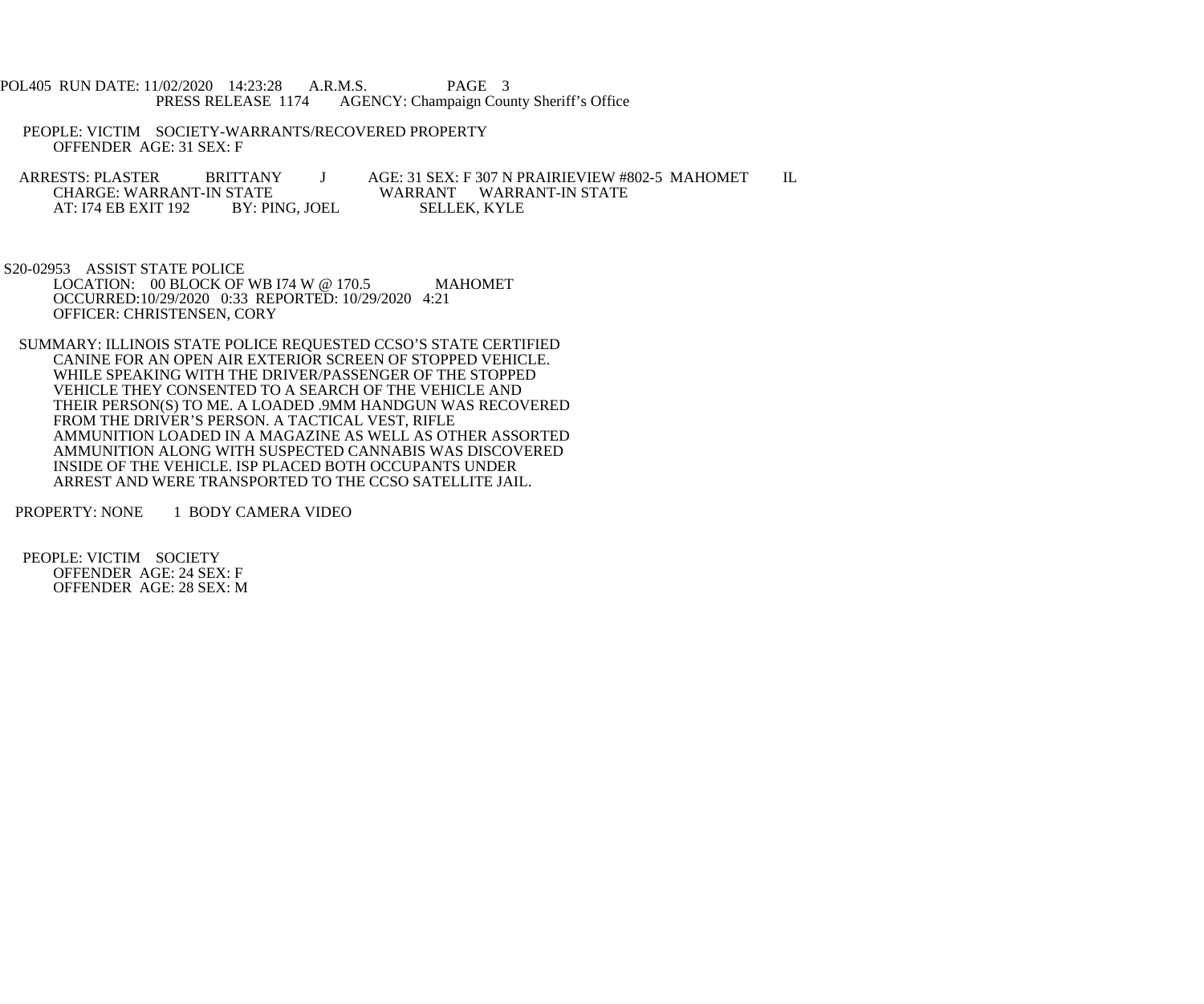PEOPLE: VICTIM SOCIETY-WARRANTS/RECOVERED PROPERTY
OFFENDER AGE: 31 SEX: F

ARRESTS: PLASTER BRITTANY J AGE: 31 SEX: F 307 N PRAIRIEVIEW #802-5 MAHOMET IL
CHARGE: WARRANT-IN STATE WARRANT WARRANT-IN STATE
AT: I74 EB EXIT 192 BY: PING, JOEL SELLEK, KYLE

S20-02953 ASSIST STATE POLICE
LOCATION: 00 BLOCK OF WB I74 W @ 170.5 MAHOMET
OCCURRED:10/29/2020 0:33 REPORTED: 10/29/2020 4:21
OFFICER: CHRISTENSEN, CORY

SUMMARY: ILLINOIS STATE POLICE REQUESTED CCSO'S STATE CERTIFIED CANINE FOR AN OPEN AIR EXTERIOR SCREEN OF STOPPED VEHICLE. WHILE SPEAKING WITH THE DRIVER/PASSENGER OF THE STOPPED VEHICLE THEY CONSENTED TO A SEARCH OF THE VEHICLE AND THEIR PERSON(S) TO ME. A LOADED .9MM HANDGUN WAS RECOVERED FROM THE DRIVER'S PERSON. A TACTICAL VEST, RIFLE AMMUNITION LOADED IN A MAGAZINE AS WELL AS OTHER ASSORTED AMMUNITION ALONG WITH SUSPECTED CANNABIS WAS DISCOVERED INSIDE OF THE VEHICLE. ISP PLACED BOTH OCCUPANTS UNDER ARREST AND WERE TRANSPORTED TO THE CCSO SATELLITE JAIL.

PROPERTY: NONE 1 BODY CAMERA VIDEO

PEOPLE: VICTIM SOCIETY
OFFENDER AGE: 24 SEX: F
OFFENDER AGE: 28 SEX: M